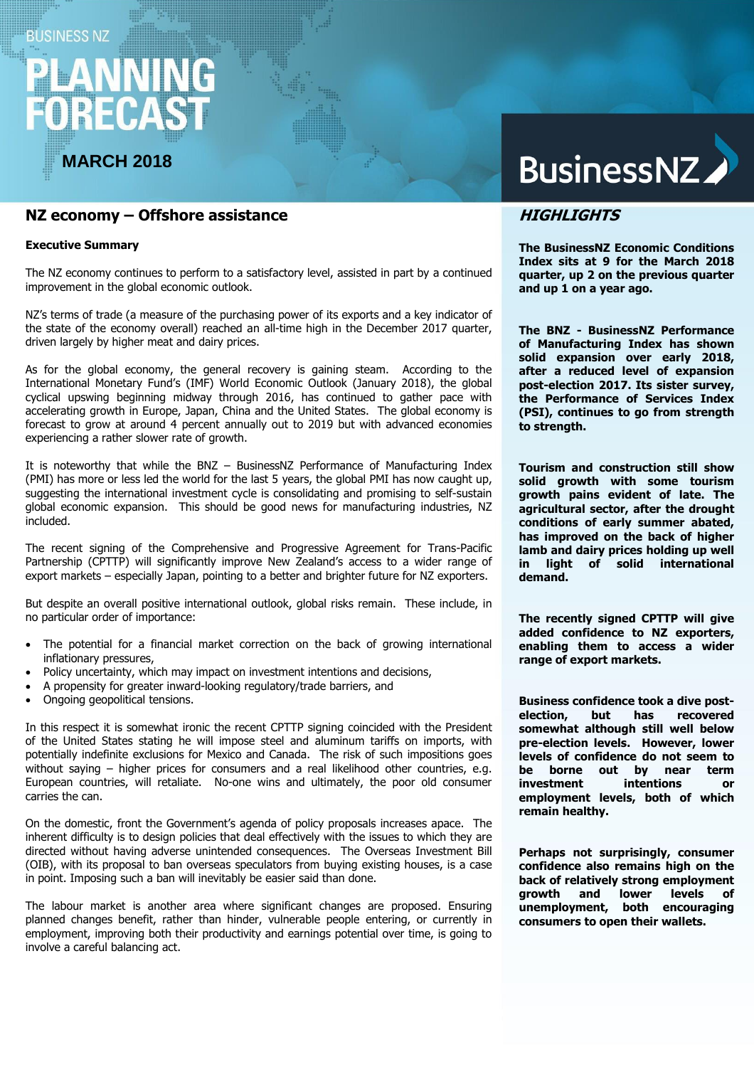BUSINESS NZ

# PLANNING FORECAST

**MARCH 2018**

BusinessNZ

## NZ economy – Offshore assistance

**Executive Summary**

The NZ economy continues to perform to a satisfactory level, assisted in part by a continued improvement in the global economic outlook.

NZ's terms of trade (a measure of the purchasing power of its exports and a key indicator of the state of the economy overall) reached an all-time high in the December 2017 quarter, driven largely by higher meat and dairy prices.

As for the global economy, the general recovery is gaining steam. According to the International Monetary Fund's (IMF) World Economic Outlook (January 2018), the global cyclical upswing beginning midway through 2016, has continued to gather pace with accelerating growth in Europe, Japan, China and the United States. The global economy is forecast to grow at around 4 percent annually out to 2019 but with advanced economies experiencing a rather slower rate of growth.

It is noteworthy that while the BNZ – BusinessNZ Performance of Manufacturing Index (PMI) has more or less led the world for the last 5 years, the global PMI has now caught up, suggesting the international investment cycle is consolidating and promising to self-sustain global economic expansion. This should be good news for manufacturing industries, NZ included.

The recent signing of the Comprehensive and Progressive Agreement for Trans-Pacific Partnership (CPTTP) will significantly improve New Zealand's access to a wider range of export markets – especially Japan, pointing to a better and brighter future for NZ exporters.

But despite an overall positive international outlook, global risks remain. These include, in no particular order of importance:

- The potential for a financial market correction on the back of growing international inflationary pressures,
- Policy uncertainty, which may impact on investment intentions and decisions,
- A propensity for greater inward-looking regulatory/trade barriers, and
- Ongoing geopolitical tensions.

In this respect it is somewhat ironic the recent CPTTP signing coincided with the President of the United States stating he will impose steel and aluminum tariffs on imports, with potentially indefinite exclusions for Mexico and Canada. The risk of such impositions goes without saying – higher prices for consumers and a real likelihood other countries, e.g. European countries, will retaliate. No-one wins and ultimately, the poor old consumer carries the can.

On the domestic, front the Government's agenda of policy proposals increases apace. The inherent difficulty is to design policies that deal effectively with the issues to which they are directed without having adverse unintended consequences. The Overseas Investment Bill (OIB), with its proposal to ban overseas speculators from buying existing houses, is a case in point. Imposing such a ban will inevitably be easier said than done.

The labour market is another area where significant changes are proposed. Ensuring planned changes benefit, rather than hinder, vulnerable people entering, or currently in employment, improving both their productivity and earnings potential over time, is going to involve a careful balancing act.

## *HIGHLIGHTS*

**The BusinessNZ Economic Conditions Index sits at 9 for the March 2018 quarter, up 2 on the previous quarter and up 1 on a year ago.**

**The BNZ - BusinessNZ Performance of Manufacturing Index has shown solid expansion over early 2018, after a reduced level of expansion post-election 2017. Its sister survey, the Performance of Services Index (PSI), continues to go from strength to strength.**

**Tourism and construction still show solid growth with some tourism growth pains evident of late. The agricultural sector, after the drought conditions of early summer abated, has improved on the back of higher lamb and dairy prices holding up well in light of solid international demand.**

**The recently signed CPTTP will give added confidence to NZ exporters, enabling them to access a wider range of export markets.**

**Business confidence took a dive post-election, but has recovered somewhat although still well below pre-election levels. However, lower levels of confidence do not seem to be borne out by near term investment intentions or employment levels, both of which remain healthy.**

**Perhaps not surprisingly, consumer confidence also remains high on the back of relatively strong employment growth and lower levels of unemployment, both encouraging consumers to open their wallets.**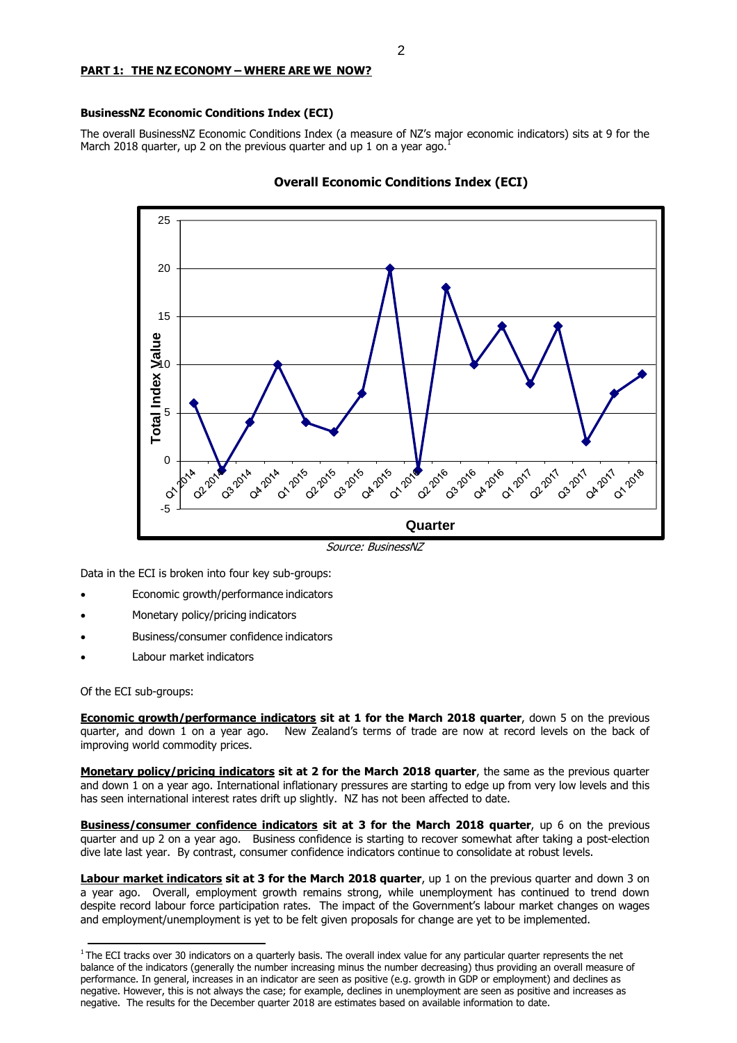**PART 1: THE NZ ECONOMY – WHERE ARE WE NOW?**

**BusinessNZ Economic Conditions Index (ECI)**

The overall BusinessNZ Economic Conditions Index (a measure of NZ's major economic indicators) sits at 9 for the March 2018 quarter, up 2 on the previous quarter and up 1 on a year ago.[1]

**Overall Economic Conditions Index (ECI)**

*Source: BusinessNZ*

Data in the ECI is broken into four key sub-groups:

- Economic growth/performance indicators
- Monetary policy/pricing indicators
- Business/consumer confidence indicators
- Labour market indicators

Of the ECI sub-groups:

**Economic growth/performance indicators sit at 1 for the March 2018 quarter**, down 5 on the previous quarter, and down 1 on a year ago. New Zealand's terms of trade are now at record levels on the back of improving world commodity prices.

**Monetary policy/pricing indicators sit at 2 for the March 2018 quarter**, the same as the previous quarter and down 1 on a year ago. International inflationary pressures are starting to edge up from very low levels and this has seen international interest rates drift up slightly. NZ has not been affected to date.

**Business/consumer confidence indicators sit at 3 for the March 2018 quarter**, up 6 on the previous quarter and up 2 on a year ago. Business confidence is starting to recover somewhat after taking a post-election dive late last year. By contrast, consumer confidence indicators continue to consolidate at robust levels.

**Labour market indicators sit at 3 for the March 2018 quarter**, up 1 on the previous quarter and down 3 on a year ago. Overall, employment growth remains strong, while unemployment has continued to trend down despite record labour force participation rates. The impact of the Government's labour market changes on wages and employment/unemployment is yet to be felt given proposals for change are yet to be implemented.

---

[1] The ECI tracks over 30 indicators on a quarterly basis. The overall index value for any particular quarter represents the net balance of the indicators (generally the number increasing minus the number decreasing) thus providing an overall measure of performance. In general, increases in an indicator are seen as positive (e.g. growth in GDP or employment) and declines as negative. However, this is not always the case; for example, declines in unemployment are seen as positive and increases as negative. The results for the December quarter 2018 are estimates based on available information to date.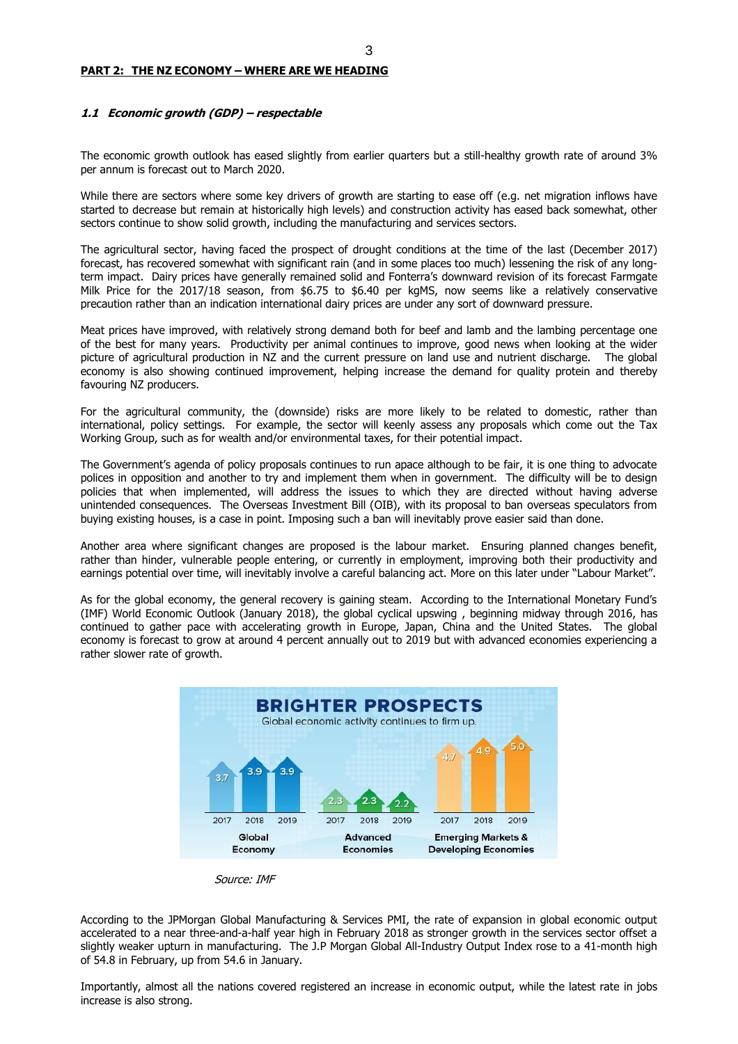## PART 2: THE NZ ECONOMY – WHERE ARE WE HEADING

### *1.1 Economic growth (GDP) – respectable*

The economic growth outlook has eased slightly from earlier quarters but a still-healthy growth rate of around 3% per annum is forecast out to March 2020.

While there are sectors where some key drivers of growth are starting to ease off (e.g. net migration inflows have started to decrease but remain at historically high levels) and construction activity has eased back somewhat, other sectors continue to show solid growth, including the manufacturing and services sectors.

The agricultural sector, having faced the prospect of drought conditions at the time of the last (December 2017) forecast, has recovered somewhat with significant rain (and in some places too much) lessening the risk of any long-term impact. Dairy prices have generally remained solid and Fonterra's downward revision of its forecast Farmgate Milk Price for the 2017/18 season, from $6.75 to $6.40 per kgMS, now seems like a relatively conservative precaution rather than an indication international dairy prices are under any sort of downward pressure.

Meat prices have improved, with relatively strong demand both for beef and lamb and the lambing percentage one of the best for many years. Productivity per animal continues to improve, good news when looking at the wider picture of agricultural production in NZ and the current pressure on land use and nutrient discharge. The global economy is also showing continued improvement, helping increase the demand for quality protein and thereby favouring NZ producers.

For the agricultural community, the (downside) risks are more likely to be related to domestic, rather than international, policy settings. For example, the sector will keenly assess any proposals which come out the Tax Working Group, such as for wealth and/or environmental taxes, for their potential impact.

The Government's agenda of policy proposals continues to run apace although to be fair, it is one thing to advocate polices in opposition and another to try and implement them when in government. The difficulty will be to design policies that when implemented, will address the issues to which they are directed without having adverse unintended consequences. The Overseas Investment Bill (OIB), with its proposal to ban overseas speculators from buying existing houses, is a case in point. Imposing such a ban will inevitably prove easier said than done.

Another area where significant changes are proposed is the labour market. Ensuring planned changes benefit, rather than hinder, vulnerable people entering, or currently in employment, improving both their productivity and earnings potential over time, will inevitably involve a careful balancing act. More on this later under "Labour Market".

As for the global economy, the general recovery is gaining steam. According to the International Monetary Fund's (IMF) World Economic Outlook (January 2018), the global cyclical upswing , beginning midway through 2016, has continued to gather pace with accelerating growth in Europe, Japan, China and the United States. The global economy is forecast to grow at around 4 percent annually out to 2019 but with advanced economies experiencing a rather slower rate of growth.

**BRIGHTER PROSPECTS**
Global economic activity continues to firm up.

| | 2017 | 2018 | 2019 |
|---|---|---|---|
| Global Economy | 3.7 | 3.9 | 3.9 |
| Advanced Economies | 2.3 | 2.3 | 2.2 |
| Emerging Markets & Developing Economies | 4.7 | 4.9 | 5.0 |

*Source: IMF*

According to the JPMorgan Global Manufacturing & Services PMI, the rate of expansion in global economic output accelerated to a near three-and-a-half year high in February 2018 as stronger growth in the services sector offset a slightly weaker upturn in manufacturing. The J.P Morgan Global All-Industry Output Index rose to a 41-month high of 54.8 in February, up from 54.6 in January.

Importantly, almost all the nations covered registered an increase in economic output, while the latest rate in jobs increase is also strong.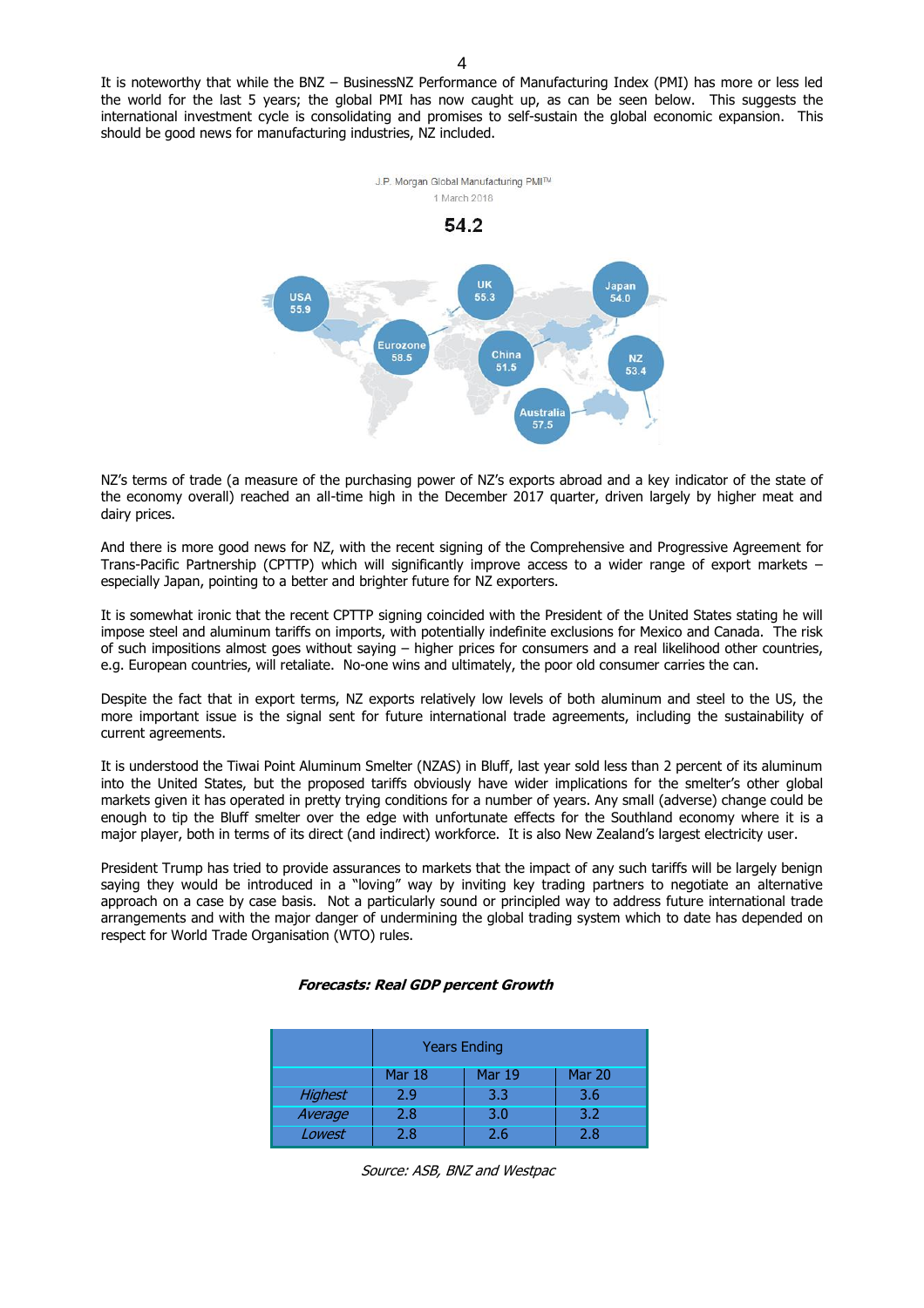It is noteworthy that while the BNZ – BusinessNZ Performance of Manufacturing Index (PMI) has more or less led the world for the last 5 years; the global PMI has now caught up, as can be seen below. This suggests the international investment cycle is consolidating and promises to self-sustain the global economic expansion. This should be good news for manufacturing industries, NZ included.

NZ's terms of trade (a measure of the purchasing power of NZ's exports abroad and a key indicator of the state of the economy overall) reached an all-time high in the December 2017 quarter, driven largely by higher meat and dairy prices.

And there is more good news for NZ, with the recent signing of the Comprehensive and Progressive Agreement for Trans-Pacific Partnership (CPTTP) which will significantly improve access to a wider range of export markets – especially Japan, pointing to a better and brighter future for NZ exporters.

It is somewhat ironic that the recent CPTTP signing coincided with the President of the United States stating he will impose steel and aluminum tariffs on imports, with potentially indefinite exclusions for Mexico and Canada. The risk of such impositions almost goes without saying – higher prices for consumers and a real likelihood other countries, e.g. European countries, will retaliate. No-one wins and ultimately, the poor old consumer carries the can.

Despite the fact that in export terms, NZ exports relatively low levels of both aluminum and steel to the US, the more important issue is the signal sent for future international trade agreements, including the sustainability of current agreements.

It is understood the Tiwai Point Aluminum Smelter (NZAS) in Bluff, last year sold less than 2 percent of its aluminum into the United States, but the proposed tariffs obviously have wider implications for the smelter's other global markets given it has operated in pretty trying conditions for a number of years. Any small (adverse) change could be enough to tip the Bluff smelter over the edge with unfortunate effects for the Southland economy where it is a major player, both in terms of its direct (and indirect) workforce. It is also New Zealand's largest electricity user.

President Trump has tried to provide assurances to markets that the impact of any such tariffs will be largely benign saying they would be introduced in a "loving" way by inviting key trading partners to negotiate an alternative approach on a case by case basis. Not a particularly sound or principled way to address future international trade arrangements and with the major danger of undermining the global trading system which to date has depended on respect for World Trade Organisation (WTO) rules.

***Forecasts: Real GDP percent Growth***

| | Years Ending | | |
|---|---|---|---|
| | Mar 18 | Mar 19 | Mar 20 |
| *Highest* | 2.9 | 3.3 | 3.6 |
| *Average* | 2.8 | 3.0 | 3.2 |
| *Lowest* | 2.8 | 2.6 | 2.8 |

*Source: ASB, BNZ and Westpac*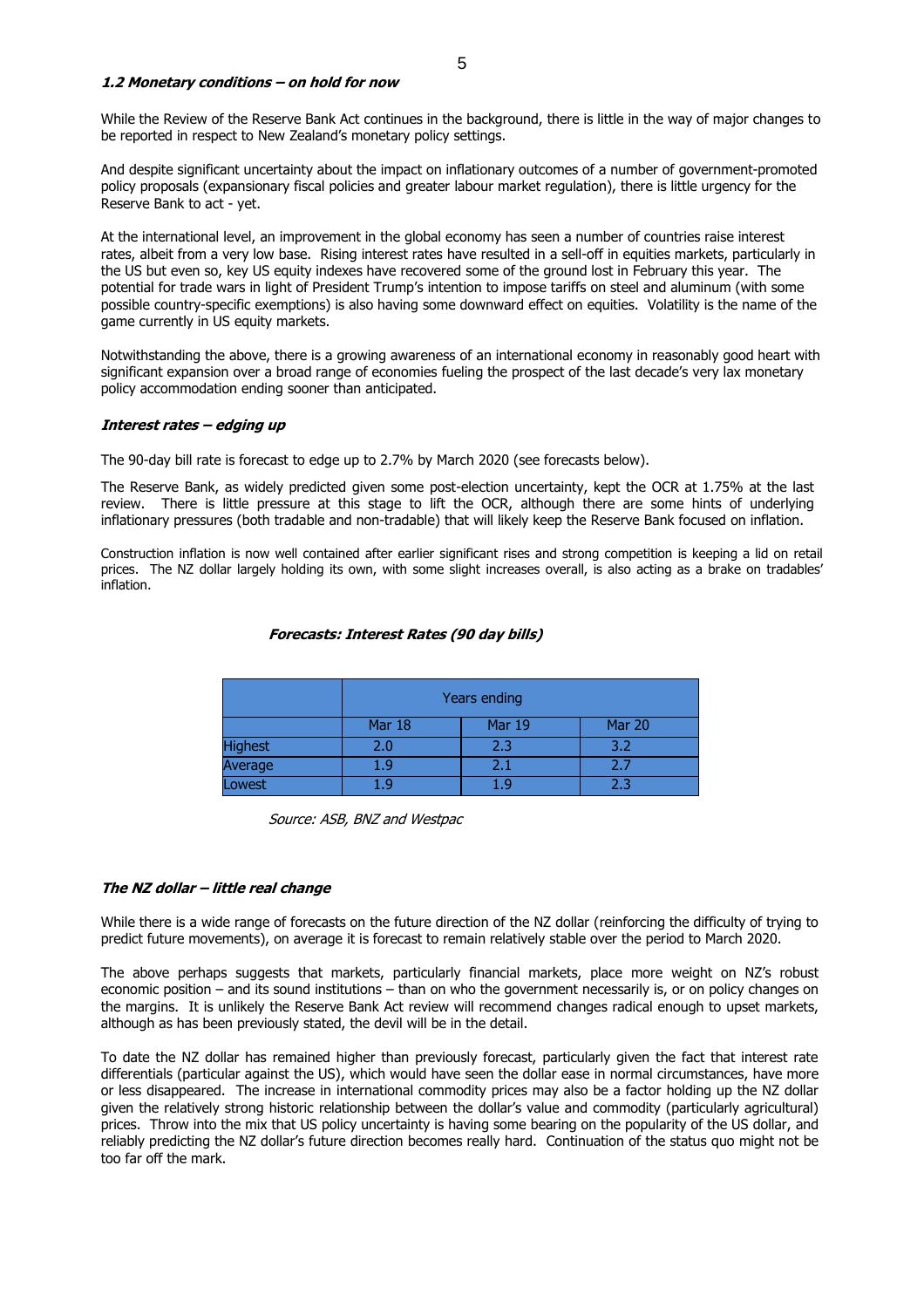### *1.2 Monetary conditions – on hold for now*

While the Review of the Reserve Bank Act continues in the background, there is little in the way of major changes to be reported in respect to New Zealand's monetary policy settings.

And despite significant uncertainty about the impact on inflationary outcomes of a number of government-promoted policy proposals (expansionary fiscal policies and greater labour market regulation), there is little urgency for the Reserve Bank to act - yet.

At the international level, an improvement in the global economy has seen a number of countries raise interest rates, albeit from a very low base. Rising interest rates have resulted in a sell-off in equities markets, particularly in the US but even so, key US equity indexes have recovered some of the ground lost in February this year. The potential for trade wars in light of President Trump's intention to impose tariffs on steel and aluminum (with some possible country-specific exemptions) is also having some downward effect on equities. Volatility is the name of the game currently in US equity markets.

Notwithstanding the above, there is a growing awareness of an international economy in reasonably good heart with significant expansion over a broad range of economies fueling the prospect of the last decade's very lax monetary policy accommodation ending sooner than anticipated.

#### *Interest rates – edging up*

The 90-day bill rate is forecast to edge up to 2.7% by March 2020 (see forecasts below).

The Reserve Bank, as widely predicted given some post-election uncertainty, kept the OCR at 1.75% at the last review. There is little pressure at this stage to lift the OCR, although there are some hints of underlying inflationary pressures (both tradable and non-tradable) that will likely keep the Reserve Bank focused on inflation.

Construction inflation is now well contained after earlier significant rises and strong competition is keeping a lid on retail prices. The NZ dollar largely holding its own, with some slight increases overall, is also acting as a brake on tradables' inflation.

***Forecasts: Interest Rates (90 day bills)***

| | Years ending | | |
|---|---|---|---|
| | Mar 18 | Mar 19 | Mar 20 |
| Highest | 2.0 | 2.3 | 3.2 |
| Average | 1.9 | 2.1 | 2.7 |
| Lowest | 1.9 | 1.9 | 2.3 |

*Source: ASB, BNZ and Westpac*

#### *The NZ dollar – little real change*

While there is a wide range of forecasts on the future direction of the NZ dollar (reinforcing the difficulty of trying to predict future movements), on average it is forecast to remain relatively stable over the period to March 2020.

The above perhaps suggests that markets, particularly financial markets, place more weight on NZ's robust economic position – and its sound institutions – than on who the government necessarily is, or on policy changes on the margins. It is unlikely the Reserve Bank Act review will recommend changes radical enough to upset markets, although as has been previously stated, the devil will be in the detail.

To date the NZ dollar has remained higher than previously forecast, particularly given the fact that interest rate differentials (particular against the US), which would have seen the dollar ease in normal circumstances, have more or less disappeared. The increase in international commodity prices may also be a factor holding up the NZ dollar given the relatively strong historic relationship between the dollar's value and commodity (particularly agricultural) prices. Throw into the mix that US policy uncertainty is having some bearing on the popularity of the US dollar, and reliably predicting the NZ dollar's future direction becomes really hard. Continuation of the status quo might not be too far off the mark.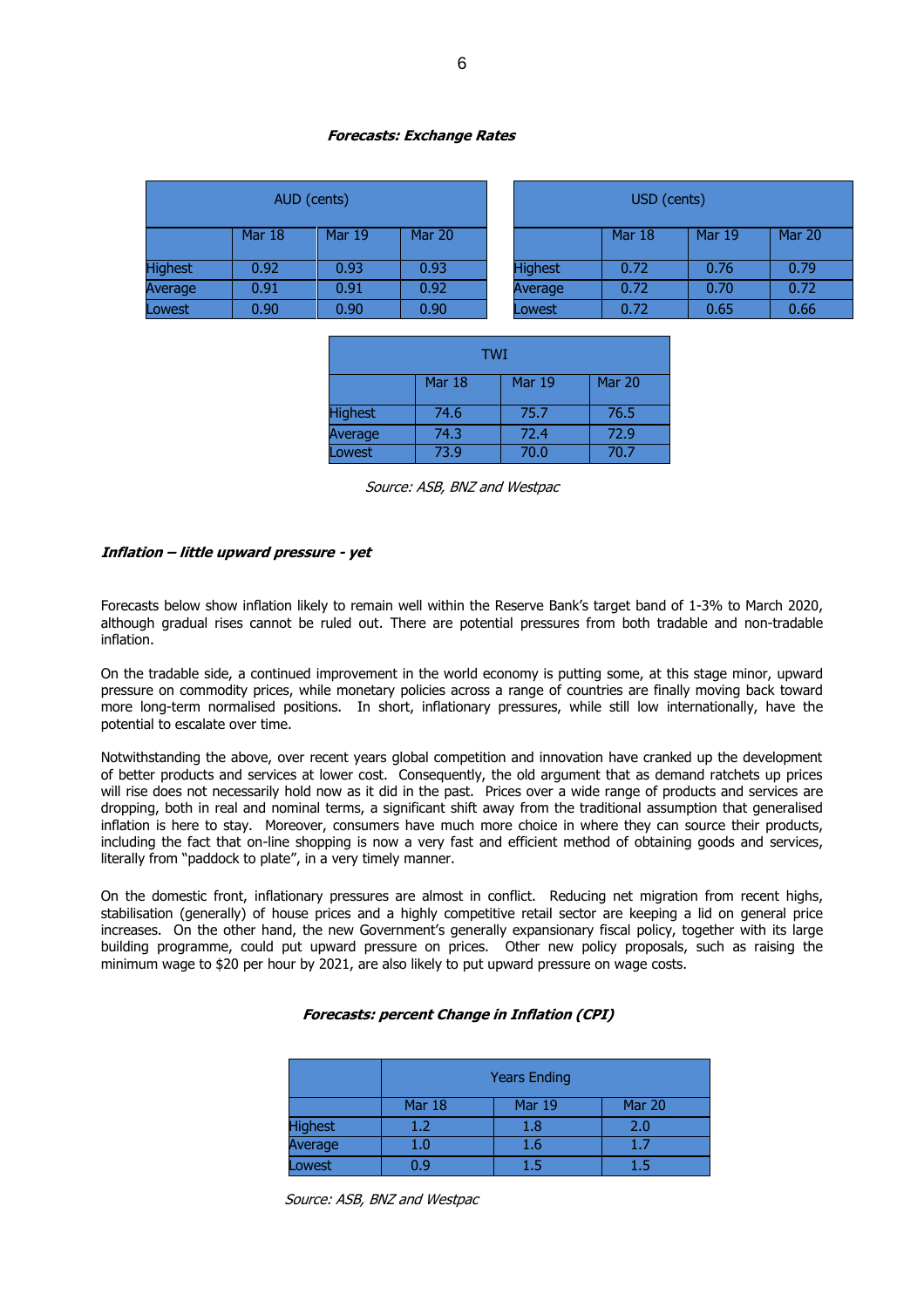### ***Forecasts: Exchange Rates***

| AUD (cents) | | | |
|---|---|---|---|
| | Mar 18 | Mar 19 | Mar 20 |
| Highest | 0.92 | 0.93 | 0.93 |
| Average | 0.91 | 0.91 | 0.92 |
| Lowest | 0.90 | 0.90 | 0.90 |

| USD (cents) | | | |
|---|---|---|---|
| | Mar 18 | Mar 19 | Mar 20 |
| Highest | 0.72 | 0.76 | 0.79 |
| Average | 0.72 | 0.70 | 0.72 |
| Lowest | 0.72 | 0.65 | 0.66 |

| TWI | | | |
|---|---|---|---|
| | Mar 18 | Mar 19 | Mar 20 |
| Highest | 74.6 | 75.7 | 76.5 |
| Average | 74.3 | 72.4 | 72.9 |
| Lowest | 73.9 | 70.0 | 70.7 |

*Source: ASB, BNZ and Westpac*

### ***Inflation – little upward pressure - yet***

Forecasts below show inflation likely to remain well within the Reserve Bank's target band of 1-3% to March 2020, although gradual rises cannot be ruled out. There are potential pressures from both tradable and non-tradable inflation.

On the tradable side, a continued improvement in the world economy is putting some, at this stage minor, upward pressure on commodity prices, while monetary policies across a range of countries are finally moving back toward more long-term normalised positions. In short, inflationary pressures, while still low internationally, have the potential to escalate over time.

Notwithstanding the above, over recent years global competition and innovation have cranked up the development of better products and services at lower cost. Consequently, the old argument that as demand ratchets up prices will rise does not necessarily hold now as it did in the past. Prices over a wide range of products and services are dropping, both in real and nominal terms, a significant shift away from the traditional assumption that generalised inflation is here to stay. Moreover, consumers have much more choice in where they can source their products, including the fact that on-line shopping is now a very fast and efficient method of obtaining goods and services, literally from "paddock to plate", in a very timely manner.

On the domestic front, inflationary pressures are almost in conflict. Reducing net migration from recent highs, stabilisation (generally) of house prices and a highly competitive retail sector are keeping a lid on general price increases. On the other hand, the new Government's generally expansionary fiscal policy, together with its large building programme, could put upward pressure on prices. Other new policy proposals, such as raising the minimum wage to $20 per hour by 2021, are also likely to put upward pressure on wage costs.

### ***Forecasts: percent Change in Inflation (CPI)***

| | Years Ending | | |
|---|---|---|---|
| | Mar 18 | Mar 19 | Mar 20 |
| Highest | 1.2 | 1.8 | 2.0 |
| Average | 1.0 | 1.6 | 1.7 |
| Lowest | 0.9 | 1.5 | 1.5 |

*Source: ASB, BNZ and Westpac*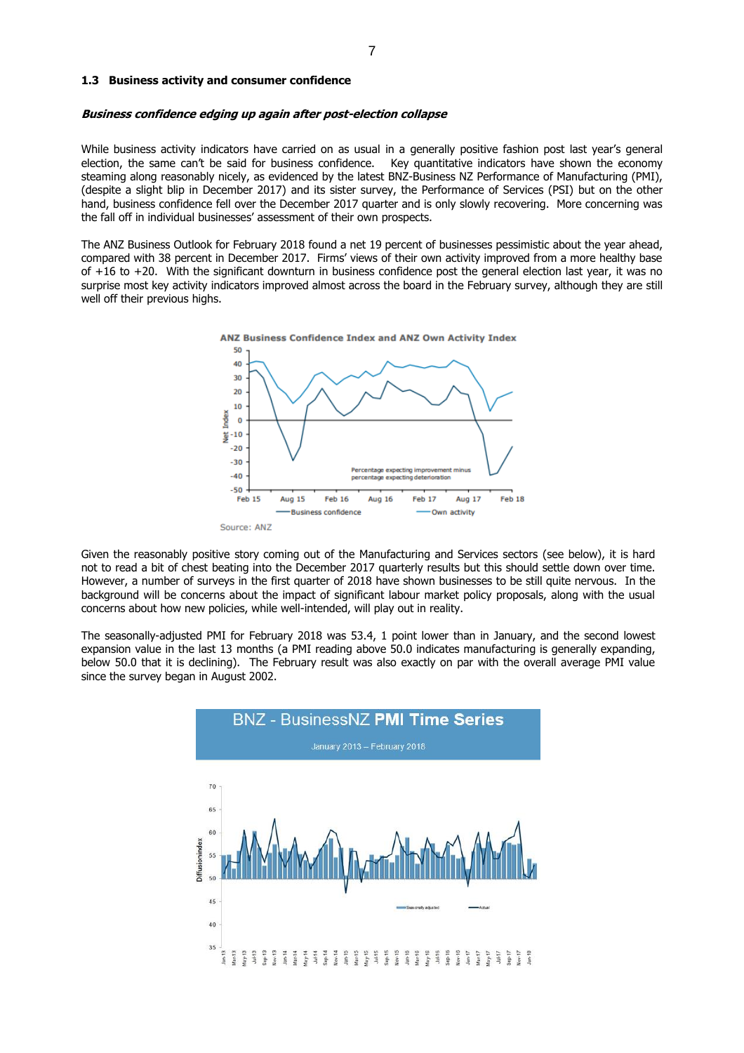### 1.3 Business activity and consumer confidence

***Business confidence edging up again after post-election collapse***

While business activity indicators have carried on as usual in a generally positive fashion post last year's general election, the same can't be said for business confidence. Key quantitative indicators have shown the economy steaming along reasonably nicely, as evidenced by the latest BNZ-Business NZ Performance of Manufacturing (PMI), (despite a slight blip in December 2017) and its sister survey, the Performance of Services (PSI) but on the other hand, business confidence fell over the December 2017 quarter and is only slowly recovering. More concerning was the fall off in individual businesses' assessment of their own prospects.

The ANZ Business Outlook for February 2018 found a net 19 percent of businesses pessimistic about the year ahead, compared with 38 percent in December 2017. Firms' views of their own activity improved from a more healthy base of +16 to +20. With the significant downturn in business confidence post the general election last year, it was no surprise most key activity indicators improved almost across the board in the February survey, although they are still well off their previous highs.

Source: ANZ

Given the reasonably positive story coming out of the Manufacturing and Services sectors (see below), it is hard not to read a bit of chest beating into the December 2017 quarterly results but this should settle down over time. However, a number of surveys in the first quarter of 2018 have shown businesses to be still quite nervous. In the background will be concerns about the impact of significant labour market policy proposals, along with the usual concerns about how new policies, while well-intended, will play out in reality.

The seasonally-adjusted PMI for February 2018 was 53.4, 1 point lower than in January, and the second lowest expansion value in the last 13 months (a PMI reading above 50.0 indicates manufacturing is generally expanding, below 50.0 that it is declining). The February result was also exactly on par with the overall average PMI value since the survey began in August 2002.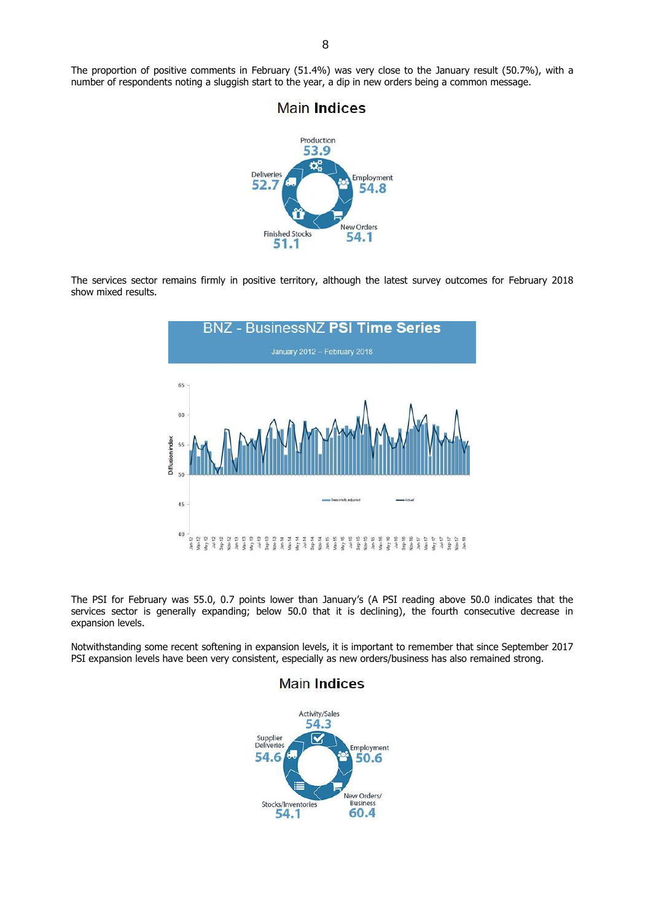The proportion of positive comments in February (51.4%) was very close to the January result (50.7%), with a number of respondents noting a sluggish start to the year, a dip in new orders being a common message.

## Main Indices

Production 53.9

Employment 54.8

New Orders 54.1

Finished Stocks 51.1

Deliveries 52.7

The services sector remains firmly in positive territory, although the latest survey outcomes for February 2018 show mixed results.

**BNZ - BusinessNZ PSI Time Series**

January 2012 – February 2018

The PSI for February was 55.0, 0.7 points lower than January's (A PSI reading above 50.0 indicates that the services sector is generally expanding; below 50.0 that it is declining), the fourth consecutive decrease in expansion levels.

Notwithstanding some recent softening in expansion levels, it is important to remember that since September 2017 PSI expansion levels have been very consistent, especially as new orders/business has also remained strong.

## Main Indices

Activity/Sales 54.3

Employment 50.6

New Orders/ Business 60.4

Stocks/Inventories 54.1

Supplier Deliveries 54.6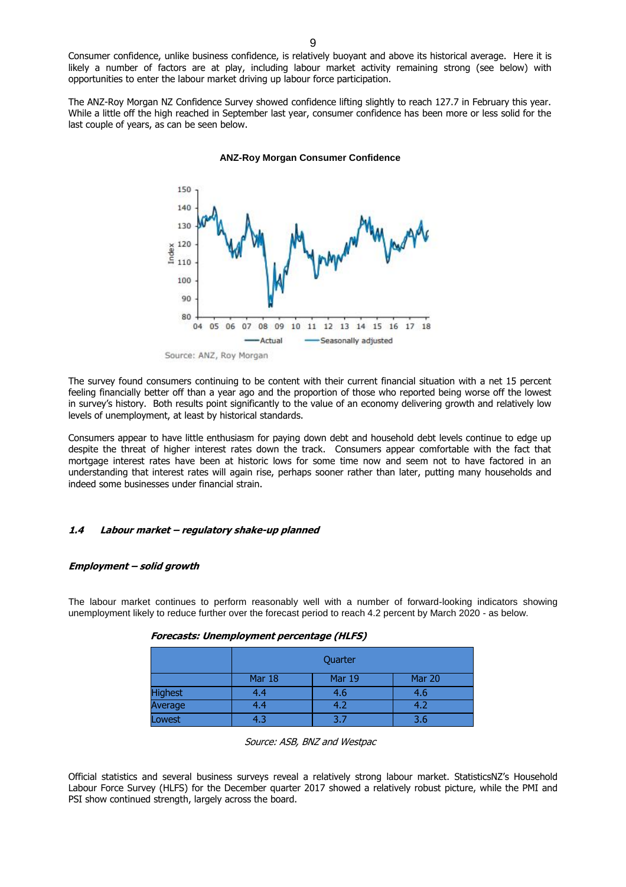Consumer confidence, unlike business confidence, is relatively buoyant and above its historical average. Here it is likely a number of factors are at play, including labour market activity remaining strong (see below) with opportunities to enter the labour market driving up labour force participation.

The ANZ-Roy Morgan NZ Confidence Survey showed confidence lifting slightly to reach 127.7 in February this year. While a little off the high reached in September last year, consumer confidence has been more or less solid for the last couple of years, as can be seen below.

**ANZ-Roy Morgan Consumer Confidence**

Source: ANZ, Roy Morgan

The survey found consumers continuing to be content with their current financial situation with a net 15 percent feeling financially better off than a year ago and the proportion of those who reported being worse off the lowest in survey's history. Both results point significantly to the value of an economy delivering growth and relatively low levels of unemployment, at least by historical standards.

Consumers appear to have little enthusiasm for paying down debt and household debt levels continue to edge up despite the threat of higher interest rates down the track. Consumers appear comfortable with the fact that mortgage interest rates have been at historic lows for some time now and seem not to have factored in an understanding that interest rates will again rise, perhaps sooner rather than later, putting many households and indeed some businesses under financial strain.

### *1.4 Labour market – regulatory shake-up planned*

#### *Employment – solid growth*

The labour market continues to perform reasonably well with a number of forward-looking indicators showing unemployment likely to reduce further over the forecast period to reach 4.2 percent by March 2020 - as below.

***Forecasts: Unemployment percentage (HLFS)***

| | Quarter | | |
|---|---|---|---|
| | Mar 18 | Mar 19 | Mar 20 |
| Highest | 4.4 | 4.6 | 4.6 |
| Average | 4.4 | 4.2 | 4.2 |
| Lowest | 4.3 | 3.7 | 3.6 |

*Source: ASB, BNZ and Westpac*

Official statistics and several business surveys reveal a relatively strong labour market. StatisticsNZ's Household Labour Force Survey (HLFS) for the December quarter 2017 showed a relatively robust picture, while the PMI and PSI show continued strength, largely across the board.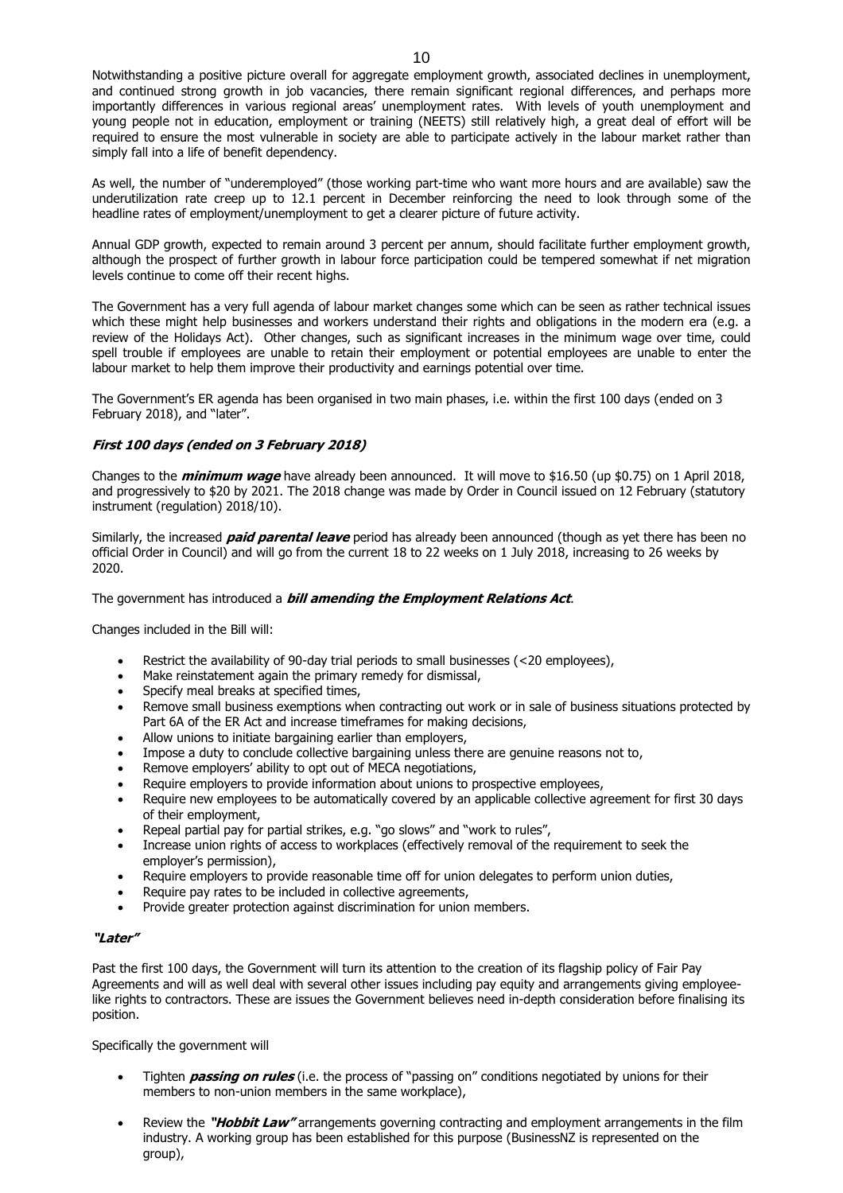Notwithstanding a positive picture overall for aggregate employment growth, associated declines in unemployment, and continued strong growth in job vacancies, there remain significant regional differences, and perhaps more importantly differences in various regional areas' unemployment rates. With levels of youth unemployment and young people not in education, employment or training (NEETS) still relatively high, a great deal of effort will be required to ensure the most vulnerable in society are able to participate actively in the labour market rather than simply fall into a life of benefit dependency.

As well, the number of "underemployed" (those working part-time who want more hours and are available) saw the underutilization rate creep up to 12.1 percent in December reinforcing the need to look through some of the headline rates of employment/unemployment to get a clearer picture of future activity.

Annual GDP growth, expected to remain around 3 percent per annum, should facilitate further employment growth, although the prospect of further growth in labour force participation could be tempered somewhat if net migration levels continue to come off their recent highs.

The Government has a very full agenda of labour market changes some which can be seen as rather technical issues which these might help businesses and workers understand their rights and obligations in the modern era (e.g. a review of the Holidays Act). Other changes, such as significant increases in the minimum wage over time, could spell trouble if employees are unable to retain their employment or potential employees are unable to enter the labour market to help them improve their productivity and earnings potential over time.

The Government's ER agenda has been organised in two main phases, i.e. within the first 100 days (ended on 3 February 2018), and "later".

### ***First 100 days (ended on 3 February 2018)***

Changes to the ***minimum wage*** have already been announced. It will move to $16.50 (up $0.75) on 1 April 2018, and progressively to $20 by 2021. The 2018 change was made by Order in Council issued on 12 February (statutory instrument (regulation) 2018/10).

Similarly, the increased ***paid parental leave*** period has already been announced (though as yet there has been no official Order in Council) and will go from the current 18 to 22 weeks on 1 July 2018, increasing to 26 weeks by 2020.

The government has introduced a ***bill amending the Employment Relations Act***.

Changes included in the Bill will:

- Restrict the availability of 90-day trial periods to small businesses (<20 employees),
- Make reinstatement again the primary remedy for dismissal,
- Specify meal breaks at specified times,
- Remove small business exemptions when contracting out work or in sale of business situations protected by Part 6A of the ER Act and increase timeframes for making decisions,
- Allow unions to initiate bargaining earlier than employers,
- Impose a duty to conclude collective bargaining unless there are genuine reasons not to,
- Remove employers' ability to opt out of MECA negotiations,
- Require employers to provide information about unions to prospective employees,
- Require new employees to be automatically covered by an applicable collective agreement for first 30 days of their employment,
- Repeal partial pay for partial strikes, e.g. "go slows" and "work to rules",
- Increase union rights of access to workplaces (effectively removal of the requirement to seek the employer's permission),
- Require employers to provide reasonable time off for union delegates to perform union duties,
- Require pay rates to be included in collective agreements,
- Provide greater protection against discrimination for union members.

### ***"Later"***

Past the first 100 days, the Government will turn its attention to the creation of its flagship policy of Fair Pay Agreements and will as well deal with several other issues including pay equity and arrangements giving employee-like rights to contractors. These are issues the Government believes need in-depth consideration before finalising its position.

Specifically the government will

- Tighten ***passing on rules*** (i.e. the process of "passing on" conditions negotiated by unions for their members to non-union members in the same workplace),
- Review the ***"Hobbit Law"*** arrangements governing contracting and employment arrangements in the film industry. A working group has been established for this purpose (BusinessNZ is represented on the group),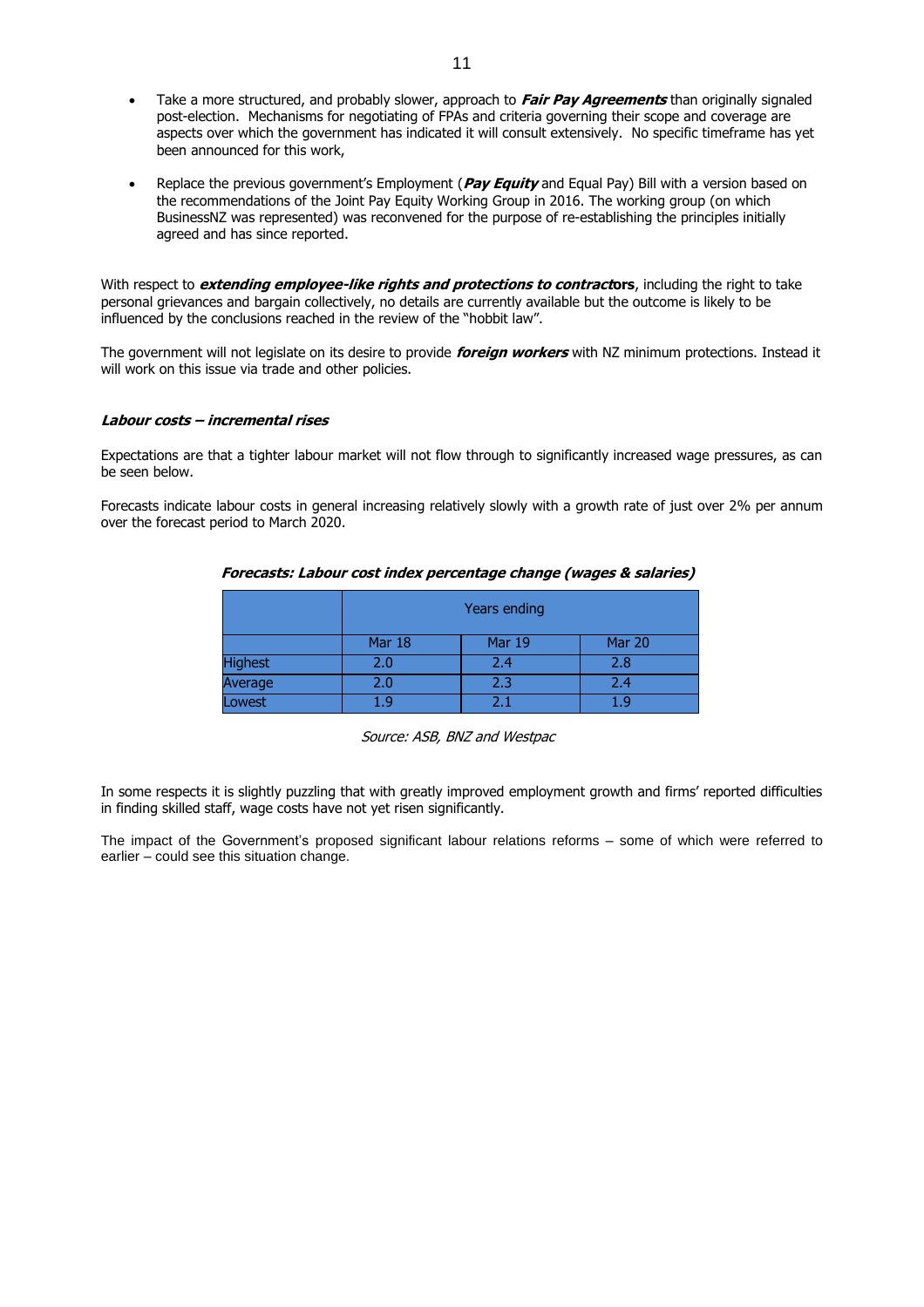- Take a more structured, and probably slower, approach to ***Fair Pay Agreements*** than originally signaled post-election. Mechanisms for negotiating of FPAs and criteria governing their scope and coverage are aspects over which the government has indicated it will consult extensively. No specific timeframe has yet been announced for this work,

- Replace the previous government's Employment (***Pay Equity*** and Equal Pay) Bill with a version based on the recommendations of the Joint Pay Equity Working Group in 2016. The working group (on which BusinessNZ was represented) was reconvened for the purpose of re-establishing the principles initially agreed and has since reported.

With respect to ***extending employee-like rights and protections to contractors***, including the right to take personal grievances and bargain collectively, no details are currently available but the outcome is likely to be influenced by the conclusions reached in the review of the "hobbit law".

The government will not legislate on its desire to provide ***foreign workers*** with NZ minimum protections. Instead it will work on this issue via trade and other policies.

### *Labour costs – incremental rises*

Expectations are that a tighter labour market will not flow through to significantly increased wage pressures, as can be seen below.

Forecasts indicate labour costs in general increasing relatively slowly with a growth rate of just over 2% per annum over the forecast period to March 2020.

***Forecasts: Labour cost index percentage change (wages & salaries)***

| | Years ending | | |
|---|---|---|---|
| | Mar 18 | Mar 19 | Mar 20 |
| Highest | 2.0 | 2.4 | 2.8 |
| Average | 2.0 | 2.3 | 2.4 |
| Lowest | 1.9 | 2.1 | 1.9 |

*Source: ASB, BNZ and Westpac*

In some respects it is slightly puzzling that with greatly improved employment growth and firms' reported difficulties in finding skilled staff, wage costs have not yet risen significantly.

The impact of the Government's proposed significant labour relations reforms – some of which were referred to earlier – could see this situation change.